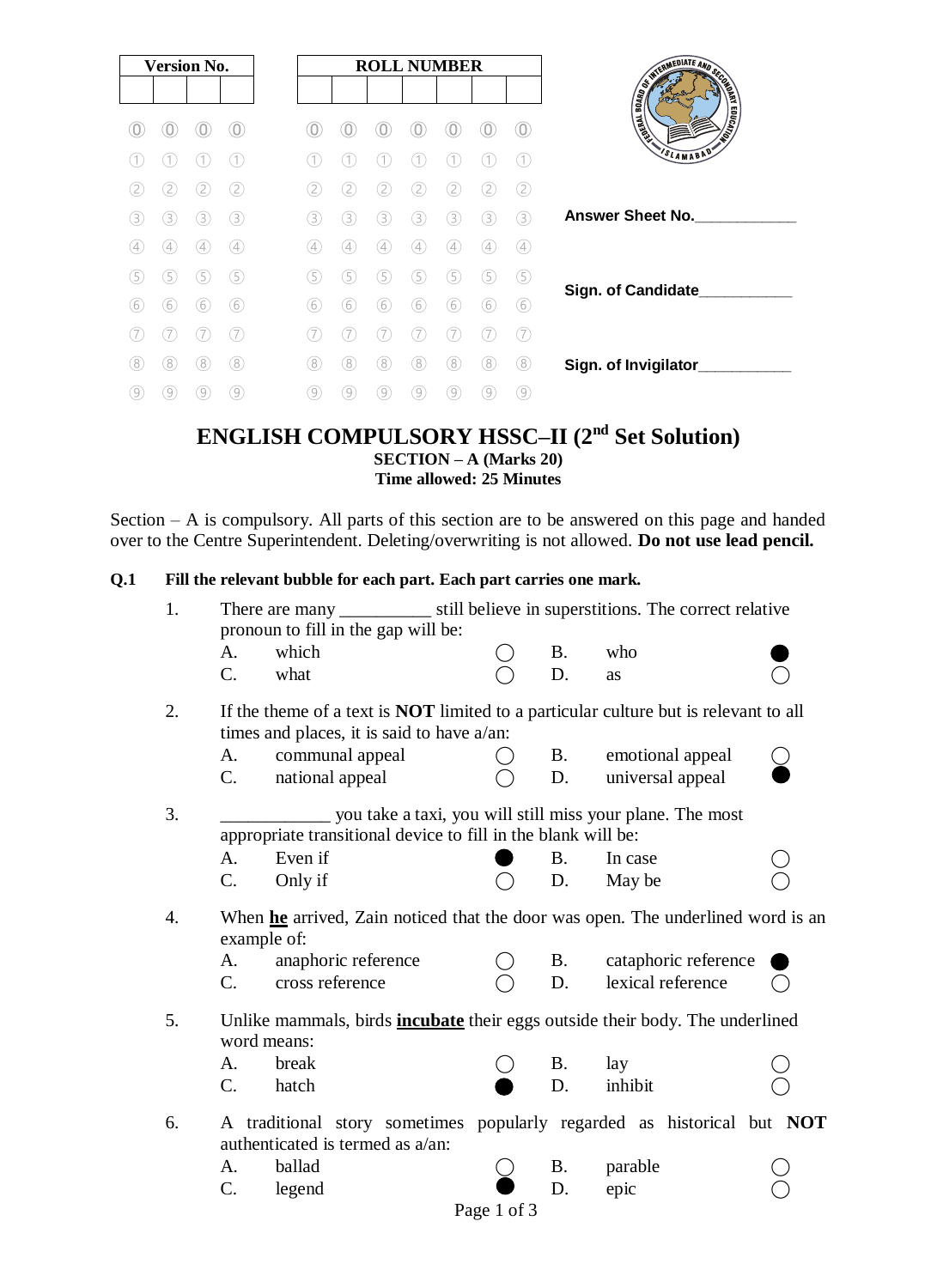| Version No. | | | |
|---|---|---|---|
| | | | |

| ROLL NUMBER | | | | | | |
|---|---|---|---|---|---|---|
| | | | | | | |

Answer Sheet No.____________

Sign. of Candidate___________

Sign. of Invigilator___________

# ENGLISH COMPULSORY HSSC–II (2nd Set Solution)

**SECTION – A (Marks 20)**
**Time allowed: 25 Minutes**

Section – A is compulsory. All parts of this section are to be answered on this page and handed over to the Centre Superintendent. Deleting/overwriting is not allowed. **Do not use lead pencil.**

**Q.1 Fill the relevant bubble for each part. Each carries one mark.**

1. There are many __________ still believe in superstitions. The correct relative pronoun to fill in the gap will be:
   - A. which ○
   - B. who ●
   - C. what ○
   - D. as ○

2. If the theme of a text is **NOT** limited to a particular culture but is relevant to all times and places, it is said to have a/an:
   - A. communal appeal ○
   - B. emotional appeal ○
   - C. national appeal ○
   - D. universal appeal ●

3. ____________ you take a taxi, you will still miss your plane. The most appropriate transitional device to fill in the blank will be:
   - A. Even if ●
   - B. In case ○
   - C. Only if ○
   - D. May be ○

4. When **he** arrived, Zain noticed that the door was open. The underlined word is an example of:
   - A. anaphoric reference ○
   - B. cataphoric reference ●
   - C. cross reference ○
   - D. lexical reference ○

5. Unlike mammals, birds **incubate** their eggs outside their body. The underlined word means:
   - A. break ○
   - B. lay ○
   - C. hatch ●
   - D. inhibit ○

6. A traditional story sometimes popularly regarded as historical but **NOT** authenticated is termed as a/an:
   - A. ballad ○
   - B. parable ○
   - C. legend ●
   - D. epic ○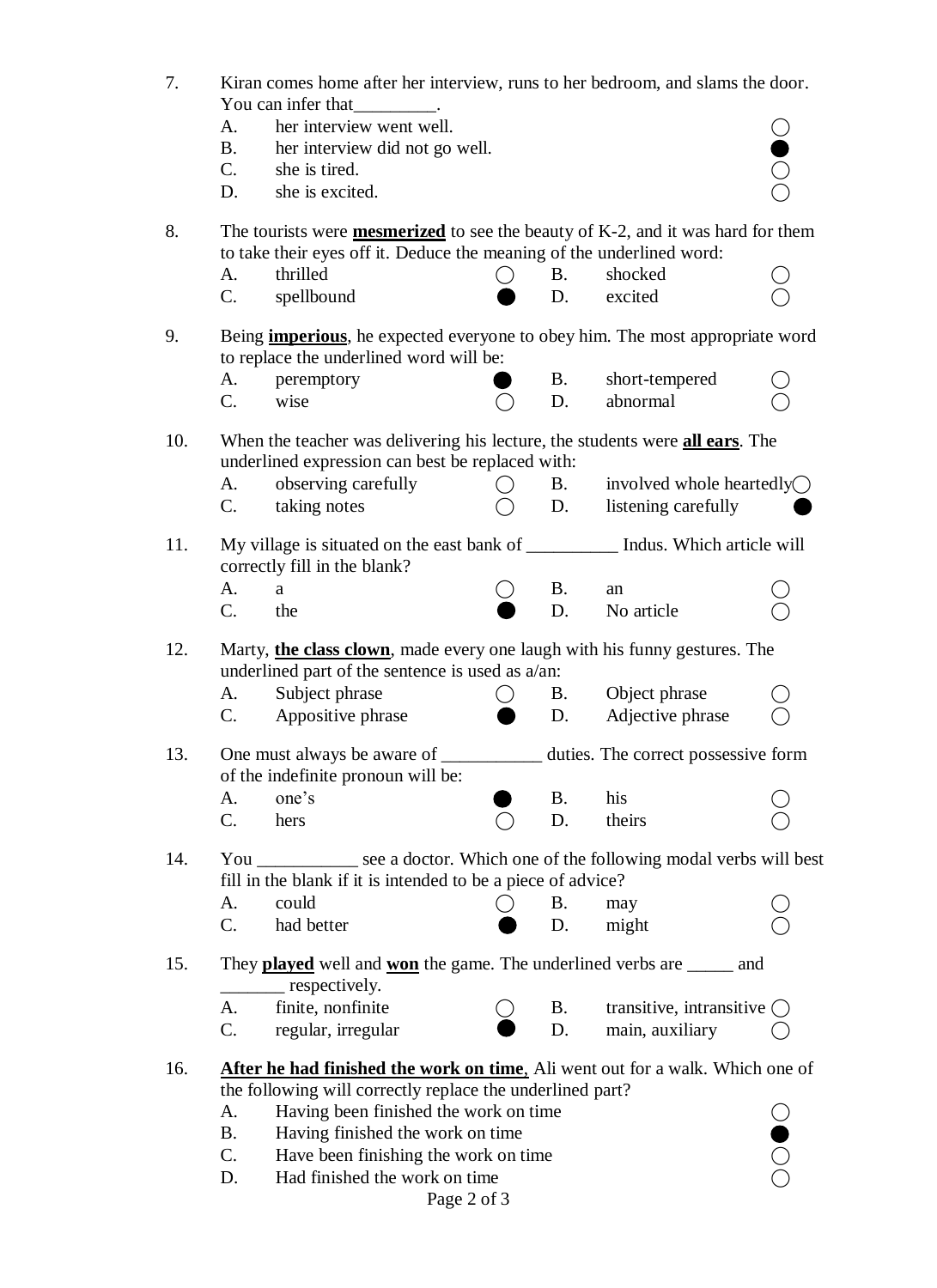7. Kiran comes home after her interview, runs to her bedroom, and slams the door. You can infer that_________.
   - A. her interview went well. ○
   - B. her interview did not go well. ●
   - C. she is tired. ○
   - D. she is excited. ○

8. The tourists were **mesmerized** to see the beauty of K-2, and it was hard for them to take their eyes off it. Deduce the meaning of the underlined word:
   - A. thrilled ○
   - B. shocked ○
   - C. spellbound ●
   - D. excited ○

9. Being **imperious**, he expected everyone to obey him. The most appropriate word to replace the underlined word will be:
   - A. peremptory ●
   - B. short-tempered ○
   - C. wise ○
   - D. abnormal ○

10. When the teacher was delivering his lecture, the students were **all ears**. The underlined expression can best be replaced with:
    - A. observing carefully ○
    - B. involved whole heartedly ○
    - C. taking notes ○
    - D. listening carefully ●

11. My village is situated on the east bank of __________ Indus. Which article will correctly fill in the blank?
    - A. a ○
    - B. an ○
    - C. the ●
    - D. No article ○

12. Marty, **the class clown**, made every one laugh with his funny gestures. The underlined part of the sentence is used as a/an:
    - A. Subject phrase ○
    - B. Object phrase ○
    - C. Appositive phrase ●
    - D. Adjective phrase ○

13. One must always be aware of ___________ duties. The correct possessive form of the indefinite pronoun will be:
    - A. one's ●
    - B. his ○
    - C. hers ○
    - D. theirs ○

14. You ___________ see a doctor. Which one of the following modal verbs will best fill in the blank if it is intended to be a piece of advice?
    - A. could ○
    - B. may ○
    - C. had better ●
    - D. might ○

15. They **played** well and **won** the game. The underlined verbs are _____ and _______ respectively.
    - A. finite, nonfinite ○
    - B. transitive, intransitive ○
    - C. regular, irregular ●
    - D. main, auxiliary ○

16. **After he had finished the work on time**, Ali went out for a walk. Which one of the following will correctly replace the underlined part?
    - A. Having been finished the work on time ○
    - B. Having finished the work on time ●
    - C. Have been finishing the work on time ○
    - D. Had finished the work on time ○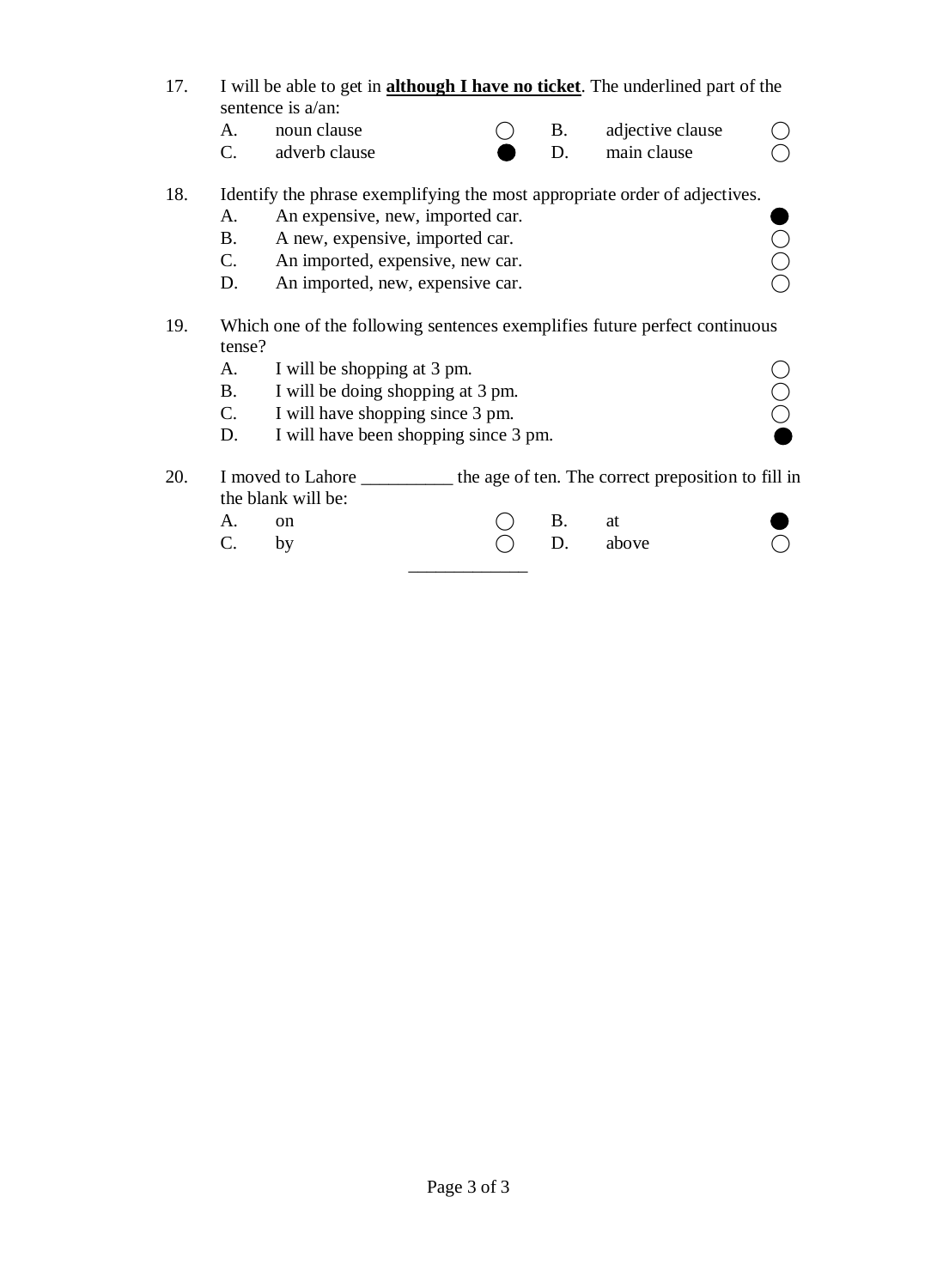17. I will be able to get in **although I have no ticket**. The underlined part of the sentence is a/an:

   A. noun clause ○ B. adjective clause ○
   C. adverb clause ● D. main clause ○

18. Identify the phrase exemplifying the most appropriate order of adjectives.

   A. An expensive, new, imported car. ●
   B. A new, expensive, imported car. ○
   C. An imported, expensive, new car. ○
   D. An imported, new, expensive car. ○

19. Which one of the following sentences exemplifies future perfect continuous tense?

   A. I will be shopping at 3 pm. ○
   B. I will be doing shopping at 3 pm. ○
   C. I will have shopping since 3 pm. ○
   D. I will have been shopping since 3 pm. ●

20. I moved to Lahore __________ the age of ten. The correct preposition to fill in the blank will be:

   A. on ○ B. at ●
   C. by ○ D. above ○

_____________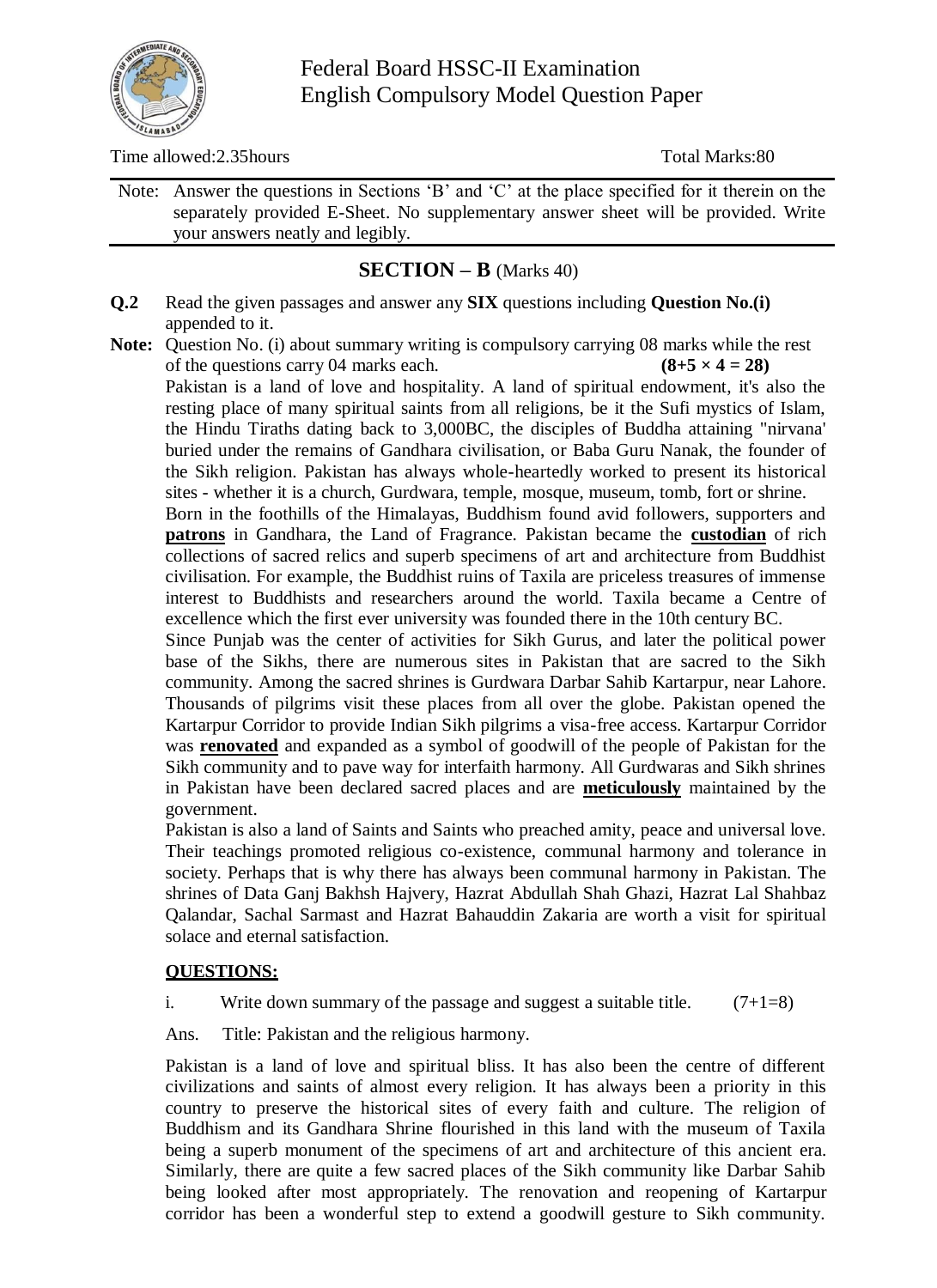# Federal Board HSSC-II Examination
# English Compulsory Model Question Paper

Time allowed:2.35hours　　　　　　　　　　　　　　　　　　　　Total Marks:80

Note: Answer the questions in Sections 'B' and 'C' at the place specified for it therein on the separately provided E-Sheet. No supplementary answer sheet will be provided. Write your answers neatly and legibly.

## SECTION – B (Marks 40)

**Q.2** Read the given passages and answer any **SIX** questions including **Question No.(i)** appended to it.

**Note:** Question No. (i) about summary writing is compulsory carrying 08 marks while the rest of the questions carry 04 marks each. **(8+5 × 4 = 28)**

Pakistan is a land of love and hospitality. A land of spiritual endowment, it's also the resting place of many spiritual saints from all religions, be it the Sufi mystics of Islam, the Hindu Tiraths dating back to 3,000BC, the disciples of Buddha attaining "nirvana' buried under the remains of Gandhara civilisation, or Baba Guru Nanak, the founder of the Sikh religion. Pakistan has always whole-heartedly worked to present its historical sites - whether it is a church, Gurdwara, temple, mosque, museum, tomb, fort or shrine.

Born in the foothills of the Himalayas, Buddhism found avid followers, supporters and **patrons** in Gandhara, the Land of Fragrance. Pakistan became the **custodian** of rich collections of sacred relics and superb specimens of art and architecture from Buddhist civilisation. For example, the Buddhist ruins of Taxila are priceless treasures of immense interest to Buddhists and researchers around the world. Taxila became a Centre of excellence which the first ever university was founded there in the 10th century BC.

Since Punjab was the center of activities for Sikh Gurus, and later the political power base of the Sikhs, there are numerous sites in Pakistan that are sacred to the Sikh community. Among the sacred shrines is Gurdwara Darbar Sahib Kartarpur, near Lahore. Thousands of pilgrims visit these places from all over the globe. Pakistan opened the Kartarpur Corridor to provide Indian Sikh pilgrims a visa-free access. Kartarpur Corridor was **renovated** and expanded as a symbol of goodwill of the people of Pakistan for the Sikh community and to pave way for interfaith harmony. All Gurdwaras and Sikh shrines in Pakistan have been declared sacred places and are **meticulously** maintained by the government.

Pakistan is also a land of Saints and Saints who preached amity, peace and universal love. Their teachings promoted religious co-existence, communal harmony and tolerance in society. Perhaps that is why there has always been communal harmony in Pakistan. The shrines of Data Ganj Bakhsh Hajvery, Hazrat Abdullah Shah Ghazi, Hazrat Lal Shahbaz Qalandar, Sachal Sarmast and Hazrat Bahauddin Zakaria are worth a visit for spiritual solace and eternal satisfaction.

**QUESTIONS:**

i. Write down summary of the passage and suggest a suitable title. (7+1=8)

Ans. Title: Pakistan and the religious harmony.

Pakistan is a land of love and spiritual bliss. It has also been the centre of different civilizations and saints of almost every religion. It has always been a priority in this country to preserve the historical sites of every faith and culture. The religion of Buddhism and its Gandhara Shrine flourished in this land with the museum of Taxila being a superb monument of the specimens of art and architecture of this ancient era. Similarly, there are quite a few sacred places of the Sikh community like Darbar Sahib being looked after most appropriately. The renovation and reopening of Kartarpur corridor has been a wonderful step to extend a goodwill gesture to Sikh community.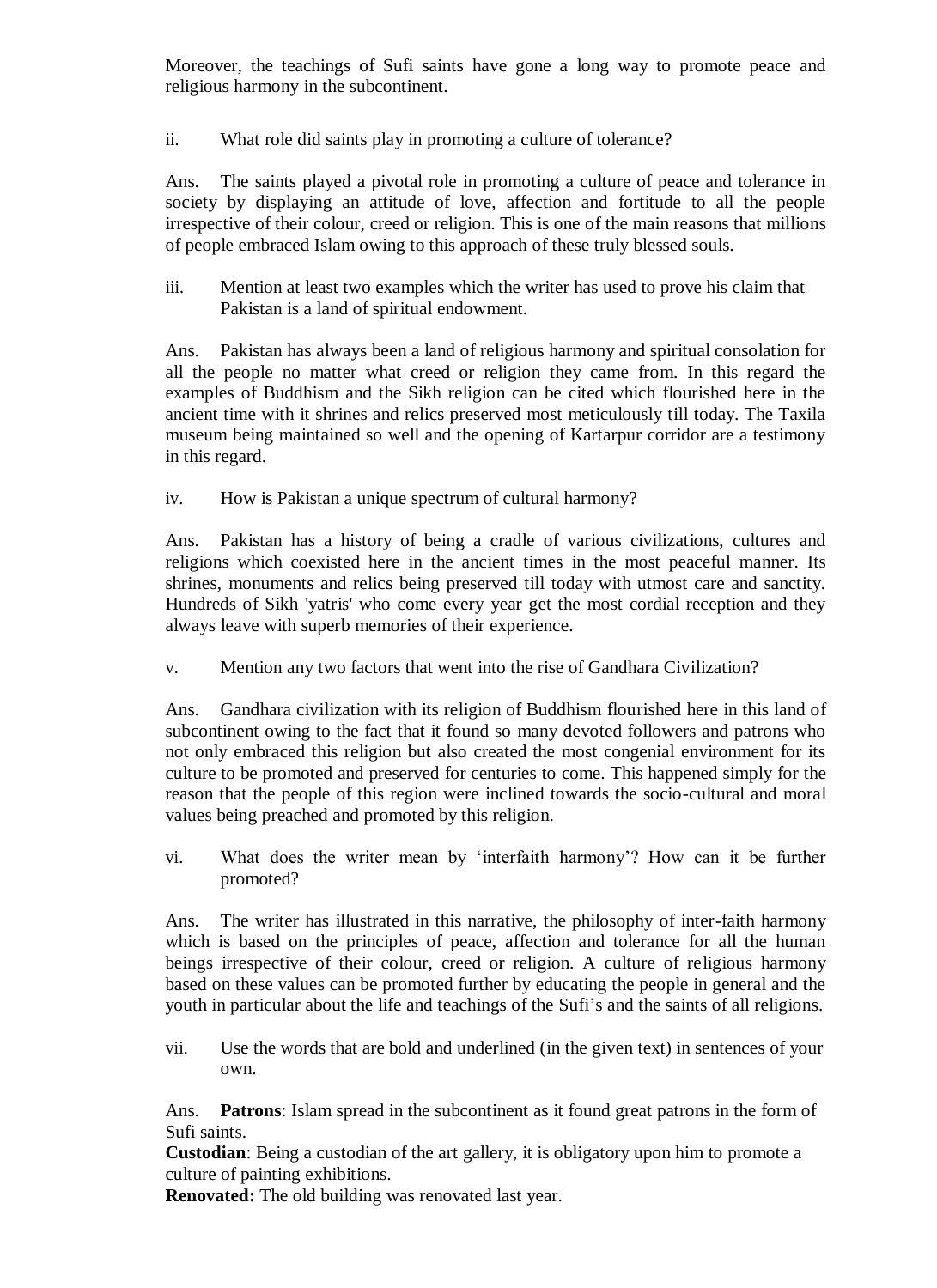Moreover, the teachings of Sufi saints have gone a long way to promote peace and religious harmony in the subcontinent.

ii. What role did saints play in promoting a culture of tolerance?

Ans. The saints played a pivotal role in promoting a culture of peace and tolerance in society by displaying an attitude of love, affection and fortitude to all the people irrespective of their colour, creed or religion. This is one of the main reasons that millions of people embraced Islam owing to this approach of these truly blessed souls.

iii. Mention at least two examples which the writer has used to prove his claim that Pakistan is a land of spiritual endowment.

Ans. Pakistan has always been a land of religious harmony and spiritual consolation for all the people no matter what creed or religion they came from. In this regard the examples of Buddhism and the Sikh religion can be cited which flourished here in the ancient time with it shrines and relics preserved most meticulously till today. The Taxila museum being maintained so well and the opening of Kartarpur corridor are a testimony in this regard.

iv. How is Pakistan a unique spectrum of cultural harmony?

Ans. Pakistan has a history of being a cradle of various civilizations, cultures and religions which coexisted here in the ancient times in the most peaceful manner. Its shrines, monuments and relics being preserved till today with utmost care and sanctity. Hundreds of Sikh 'yatris' who come every year get the most cordial reception and they always leave with superb memories of their experience.

v. Mention any two factors that went into the rise of Gandhara Civilization?

Ans. Gandhara civilization with its religion of Buddhism flourished here in this land of subcontinent owing to the fact that it found so many devoted followers and patrons who not only embraced this religion but also created the most congenial environment for its culture to be promoted and preserved for centuries to come. This happened simply for the reason that the people of this region were inclined towards the socio-cultural and moral values being preached and promoted by this religion.

vi. What does the writer mean by 'interfaith harmony'? How can it be further promoted?

Ans. The writer has illustrated in this narrative, the philosophy of inter-faith harmony which is based on the principles of peace, affection and tolerance for all the human beings irrespective of their colour, creed or religion. A culture of religious harmony based on these values can be promoted further by educating the people in general and the youth in particular about the life and teachings of the Sufi's and the saints of all religions.

vii. Use the words that are bold and underlined (in the given text) in sentences of your own.

Ans. **Patrons**: Islam spread in the subcontinent as it found great patrons in the form of Sufi saints.

**Custodian**: Being a custodian of the art gallery, it is obligatory upon him to promote a culture of painting exhibitions.

**Renovated:** The old building was renovated last year.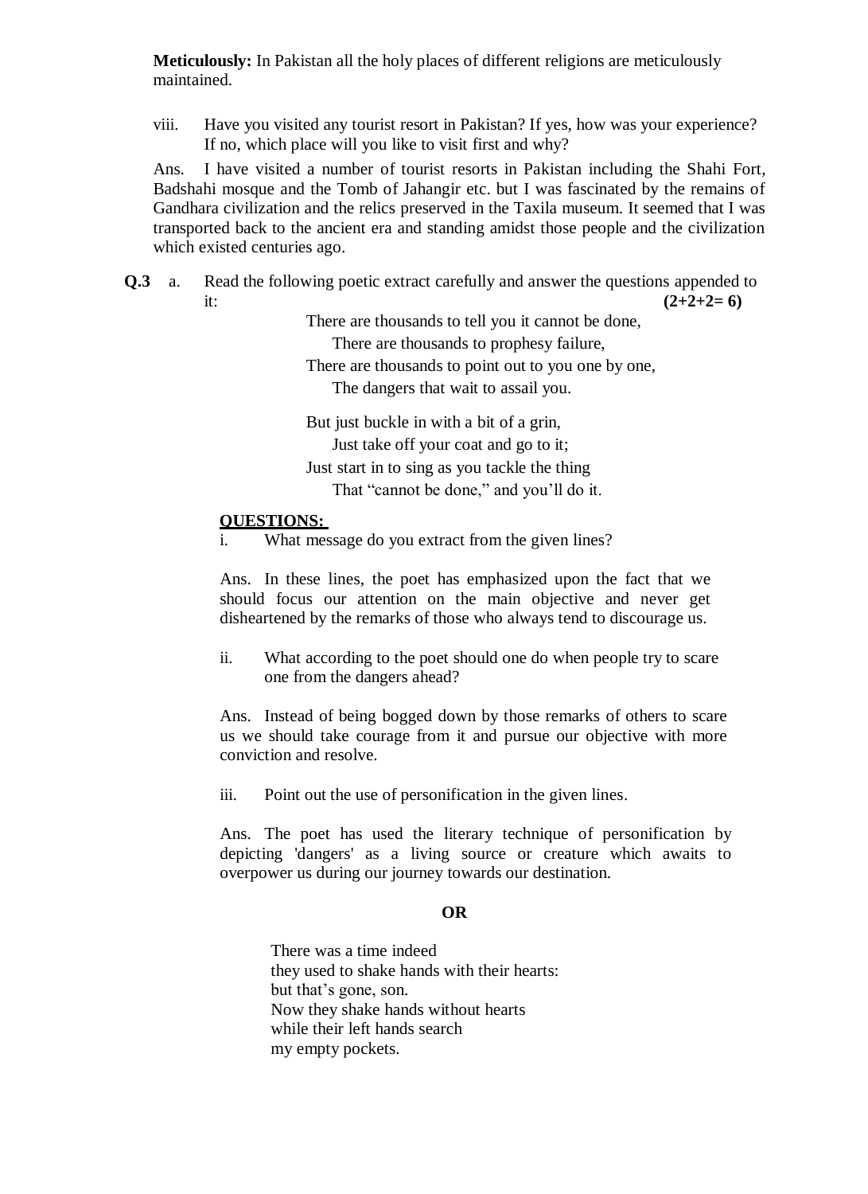**Meticulously:** In Pakistan all the holy places of different religions are meticulously maintained.

viii. Have you visited any tourist resort in Pakistan? If yes, how was your experience? If no, which place will you like to visit first and why?

Ans. I have visited a number of tourist resorts in Pakistan including the Shahi Fort, Badshahi mosque and the Tomb of Jahangir etc. but I was fascinated by the remains of Gandhara civilization and the relics preserved in the Taxila museum. It seemed that I was transported back to the ancient era and standing amidst those people and the civilization which existed centuries ago.

**Q.3** a. Read the following poetic extract carefully and answer the questions appended to it: **(2+2+2= 6)**

> There are thousands to tell you it cannot be done,
> There are thousands to prophesy failure,
> There are thousands to point out to you one by one,
> The dangers that wait to assail you.
>
> But just buckle in with a bit of a grin,
> Just take off your coat and go to it;
> Just start in to sing as you tackle the thing
> That "cannot be done," and you'll do it.

**QUESTIONS:**

i. What message do you extract from the given lines?

Ans. In these lines, the poet has emphasized upon the fact that we should focus our attention on the main objective and never get disheartened by the remarks of those who always tend to discourage us.

ii. What according to the poet should one do when people try to scare one from the dangers ahead?

Ans. Instead of being bogged down by those remarks of others to scare us we should take courage from it and pursue our objective with more conviction and resolve.

iii. Point out the use of personification in the given lines.

Ans. The poet has used the literary technique of personification by depicting 'dangers' as a living source or creature which awaits to overpower us during our journey towards our destination.

**OR**

> There was a time indeed
> they used to shake hands with their hearts:
> but that's gone, son.
> Now they shake hands without hearts
> while their left hands search
> my empty pockets.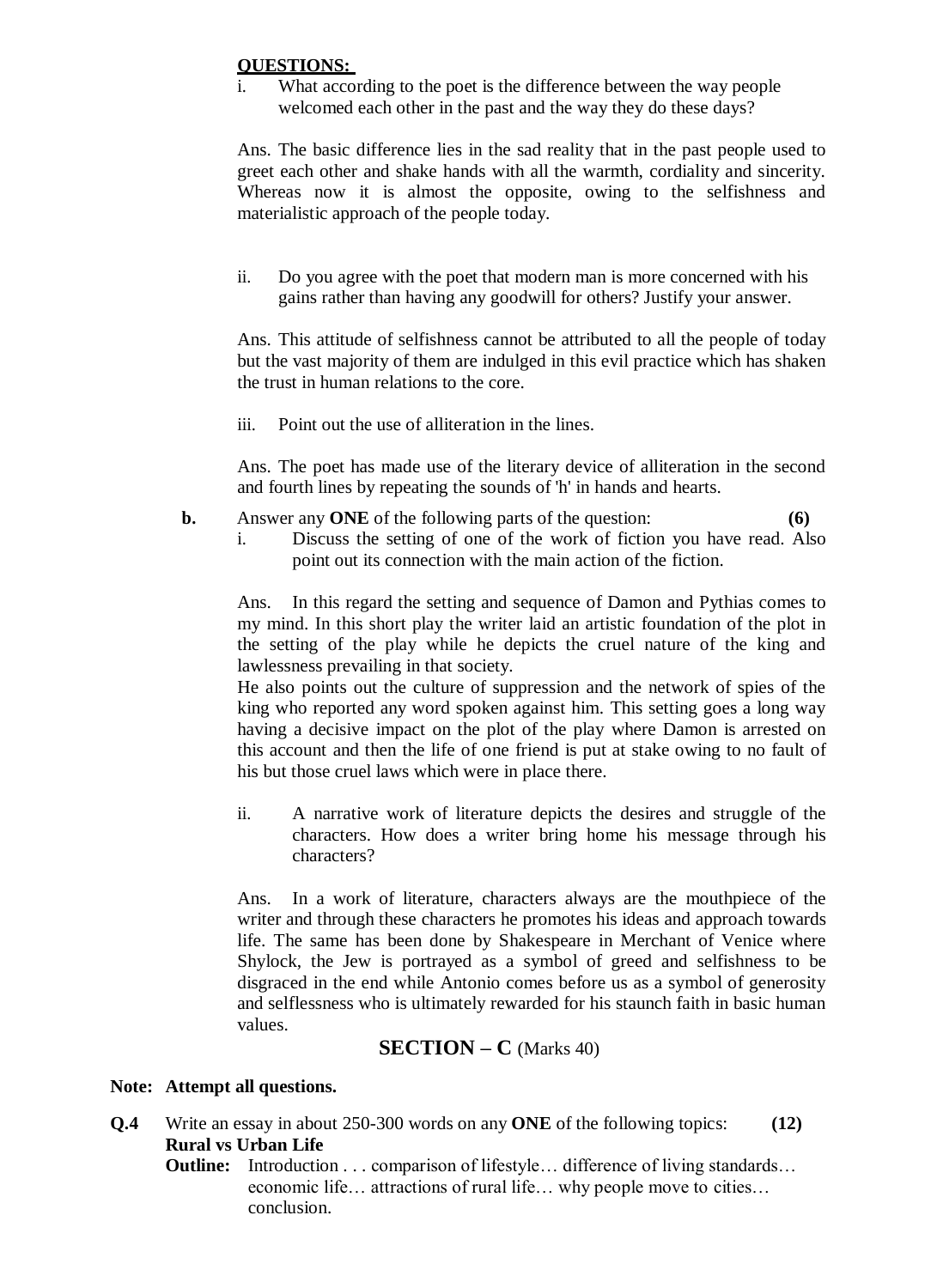**QUESTIONS:**

i. What according to the poet is the difference between the way people welcomed each other in the past and the way they do these days?

Ans. The basic difference lies in the sad reality that in the past people used to greet each other and shake hands with all the warmth, cordiality and sincerity. Whereas now it is almost the opposite, owing to the selfishness and materialistic approach of the people today.

ii. Do you agree with the poet that modern man is more concerned with his gains rather than having any goodwill for others? Justify your answer.

Ans. This attitude of selfishness cannot be attributed to all the people of today but the vast majority of them are indulged in this evil practice which has shaken the trust in human relations to the core.

iii. Point out the use of alliteration in the lines.

Ans. The poet has made use of the literary device of alliteration in the second and fourth lines by repeating the sounds of 'h' in hands and hearts.

**b.** Answer any **ONE** of the following parts of the question: **(6)**

i. Discuss the setting of one of the work of fiction you have read. Also point out its connection with the main action of the fiction.

Ans. In this regard the setting and sequence of Damon and Pythias comes to my mind. In this short play the writer laid an artistic foundation of the plot in the setting of the play while he depicts the cruel nature of the king and lawlessness prevailing in that society.
He also points out the culture of suppression and the network of spies of the king who reported any word spoken against him. This setting goes a long way having a decisive impact on the plot of the play where Damon is arrested on this account and then the life of one friend is put at stake owing to no fault of his but those cruel laws which were in place there.

ii. A narrative work of literature depicts the desires and struggle of the characters. How does a writer bring home his message through his characters?

Ans. In a work of literature, characters always are the mouthpiece of the writer and through these characters he promotes his ideas and approach towards life. The same has been done by Shakespeare in Merchant of Venice where Shylock, the Jew is portrayed as a symbol of greed and selfishness to be disgraced in the end while Antonio comes before us as a symbol of generosity and selflessness who is ultimately rewarded for his staunch faith in basic human values.

## SECTION – C (Marks 40)

**Note: Attempt all questions.**

**Q.4** Write an essay in about 250-300 words on any **ONE** of the following topics: **(12)**

**Rural vs Urban Life**

**Outline:** Introduction . . . comparison of lifestyle… difference of living standards… economic life… attractions of rural life… why people move to cities… conclusion.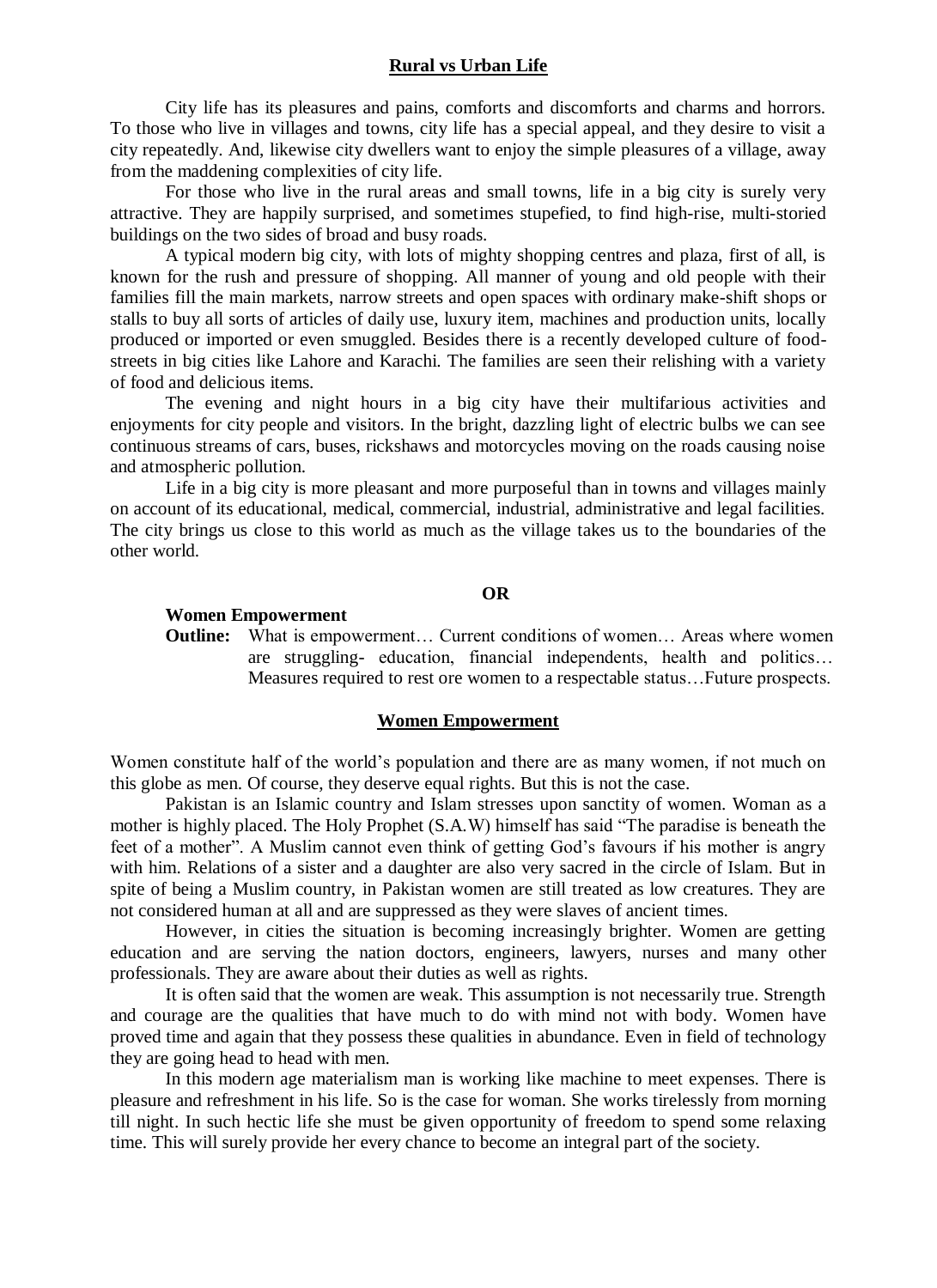## Rural vs Urban Life

City life has its pleasures and pains, comforts and discomforts and charms and horrors. To those who live in villages and towns, city life has a special appeal, and they desire to visit a city repeatedly. And, likewise city dwellers want to enjoy the simple pleasures of a village, away from the maddening complexities of city life.

For those who live in the rural areas and small towns, life in a big city is surely very attractive. They are happily surprised, and sometimes stupefied, to find high-rise, multi-storied buildings on the two sides of broad and busy roads.

A typical modern big city, with lots of mighty shopping centres and plaza, first of all, is known for the rush and pressure of shopping. All manner of young and old people with their families fill the main markets, narrow streets and open spaces with ordinary make-shift shops or stalls to buy all sorts of articles of daily use, luxury item, machines and production units, locally produced or imported or even smuggled. Besides there is a recently developed culture of food-streets in big cities like Lahore and Karachi. The families are seen their relishing with a variety of food and delicious items.

The evening and night hours in a big city have their multifarious activities and enjoyments for city people and visitors. In the bright, dazzling light of electric bulbs we can see continuous streams of cars, buses, rickshaws and motorcycles moving on the roads causing noise and atmospheric pollution.

Life in a big city is more pleasant and more purposeful than in towns and villages mainly on account of its educational, medical, commercial, industrial, administrative and legal facilities. The city brings us close to this world as much as the village takes us to the boundaries of the other world.

**OR**

**Women Empowerment**

**Outline:** What is empowerment… Current conditions of women… Areas where women are struggling- education, financial independents, health and politics… Measures required to rest ore women to a respectable status…Future prospects.

## Women Empowerment

Women constitute half of the world's population and there are as many women, if not much on this globe as men. Of course, they deserve equal rights. But this is not the case.

Pakistan is an Islamic country and Islam stresses upon sanctity of women. Woman as a mother is highly placed. The Holy Prophet (S.A.W) himself has said "The paradise is beneath the feet of a mother". A Muslim cannot even think of getting God's favours if his mother is angry with him. Relations of a sister and a daughter are also very sacred in the circle of Islam. But in spite of being a Muslim country, in Pakistan women are still treated as low creatures. They are not considered human at all and are suppressed as they were slaves of ancient times.

However, in cities the situation is becoming increasingly brighter. Women are getting education and are serving the nation doctors, engineers, lawyers, nurses and many other professionals. They are aware about their duties as well as rights.

It is often said that the women are weak. This assumption is not necessarily true. Strength and courage are the qualities that have much to do with mind not with body. Women have proved time and again that they possess these qualities in abundance. Even in field of technology they are going head to head with men.

In this modern age materialism man is working like machine to meet expenses. There is pleasure and refreshment in his life. So is the case for woman. She works tirelessly from morning till night. In such hectic life she must be given opportunity of freedom to spend some relaxing time. This will surely provide her every chance to become an integral part of the society.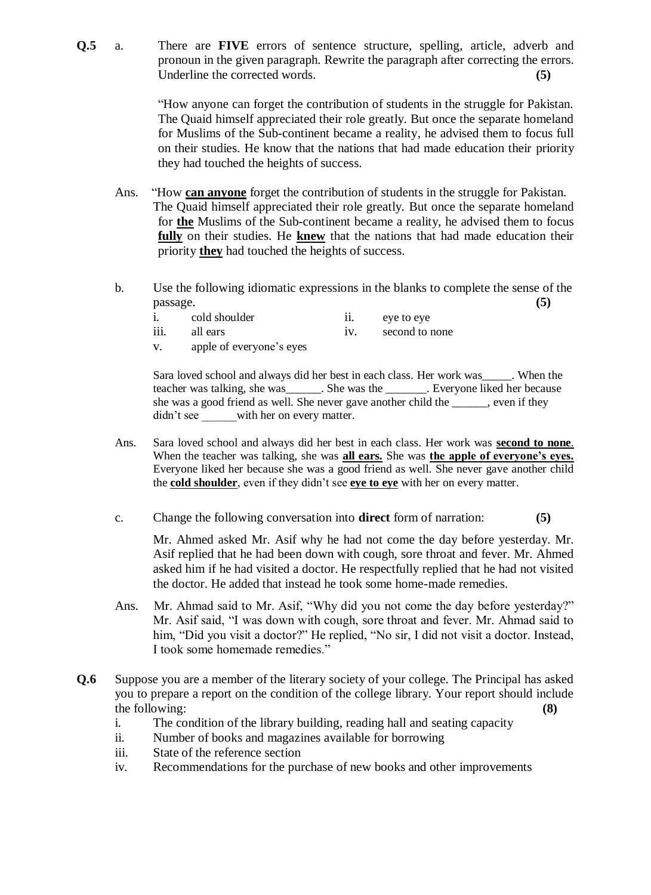**Q.5** a. There are **FIVE** errors of sentence structure, spelling, article, adverb and pronoun in the given paragraph. Rewrite the paragraph after correcting the errors. Underline the corrected words. **(5)**

"How anyone can forget the contribution of students in the struggle for Pakistan. The Quaid himself appreciated their role greatly. But once the separate homeland for Muslims of the Sub-continent became a reality, he advised them to focus full on their studies. He know that the nations that had made education their priority they had touched the heights of success.

Ans. "How **can anyone** forget the contribution of students in the struggle for Pakistan. The Quaid himself appreciated their role greatly. But once the separate homeland for **the** Muslims of the Sub-continent became a reality, he advised them to focus **fully** on their studies. He **knew** that the nations that had made education their priority **they** had touched the heights of success.

b. Use the following idiomatic expressions in the blanks to complete the sense of the passage. **(5)**

| | | | |
|---|---|---|---|
| i. | cold shoulder | ii. | eye to eye |
| iii. | all ears | iv. | second to none |
| v. | apple of everyone's eyes | | |

Sara loved school and always did her best in each class. Her work was_____. When the teacher was talking, she was______. She was the _______. Everyone liked her because she was a good friend as well. She never gave another child the ______, even if they didn't see ______with her on every matter.

Ans. Sara loved school and always did her best in each class. Her work was **second to none**. When the teacher was talking, she was **all ears.** She was **the apple of everyone's eyes.** Everyone liked her because she was a good friend as well. She never gave another child the **cold shoulder**, even if they didn't see **eye to eye** with her on every matter.

c. Change the following conversation into **direct** form of narration: **(5)**

Mr. Ahmed asked Mr. Asif why he had not come the day before yesterday. Mr. Asif replied that he had been down with cough, sore throat and fever. Mr. Ahmed asked him if he had visited a doctor. He respectfully replied that he had not visited the doctor. He added that instead he took some home-made remedies.

Ans. Mr. Ahmad said to Mr. Asif, "Why did you not come the day before yesterday?" Mr. Asif said, "I was down with cough, sore throat and fever. Mr. Ahmad said to him, "Did you visit a doctor?" He replied, "No sir, I did not visit a doctor. Instead, I took some homemade remedies."

**Q.6** Suppose you are a member of the literary society of your college. The Principal has asked you to prepare a report on the condition of the college library. Your report should include the following: **(8)**

i. The condition of the library building, reading hall and seating capacity
ii. Number of books and magazines available for borrowing
iii. State of the reference section
iv. Recommendations for the purchase of new books and other improvements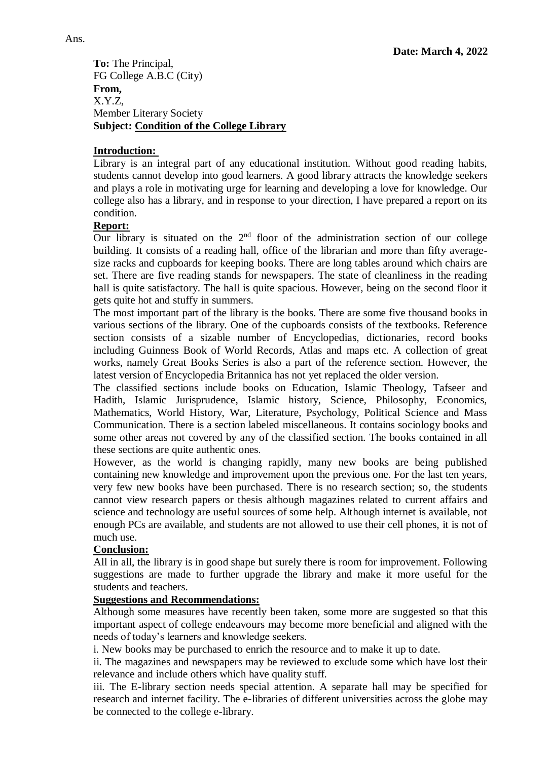Ans.

**Date: March 4, 2022**

**To:** The Principal,
FG College A.B.C (City)
**From,**
X.Y.Z,
Member Literary Society
**Subject: Condition of the College Library**

**Introduction:**

Library is an integral part of any educational institution. Without good reading habits, students cannot develop into good learners. A good library attracts the knowledge seekers and plays a role in motivating urge for learning and developing a love for knowledge. Our college also has a library, and in response to your direction, I have prepared a report on its condition.

**Report:**

Our library is situated on the 2nd floor of the administration section of our college building. It consists of a reading hall, office of the librarian and more than fifty average-size racks and cupboards for keeping books. There are long tables around which chairs are set. There are five reading stands for newspapers. The state of cleanliness in the reading hall is quite satisfactory. The hall is quite spacious. However, being on the second floor it gets quite hot and stuffy in summers.

The most important part of the library is the books. There are some five thousand books in various sections of the library. One of the cupboards consists of the textbooks. Reference section consists of a sizable number of Encyclopedias, dictionaries, record books including Guinness Book of World Records, Atlas and maps etc. A collection of great works, namely Great Books Series is also a part of the reference section. However, the latest version of Encyclopedia Britannica has not yet replaced the older version.

The classified sections include books on Education, Islamic Theology, Tafseer and Hadith, Islamic Jurisprudence, Islamic history, Science, Philosophy, Economics, Mathematics, World History, War, Literature, Psychology, Political Science and Mass Communication. There is a section labeled miscellaneous. It contains sociology books and some other areas not covered by any of the classified section. The books contained in all these sections are quite authentic ones.

However, as the world is changing rapidly, many new books are being published containing new knowledge and improvement upon the previous one. For the last ten years, very few new books have been purchased. There is no research section; so, the students cannot view research papers or thesis although magazines related to current affairs and science and technology are useful sources of some help. Although internet is available, not enough PCs are available, and students are not allowed to use their cell phones, it is not of much use.

**Conclusion:**

All in all, the library is in good shape but surely there is room for improvement. Following suggestions are made to further upgrade the library and make it more useful for the students and teachers.

**Suggestions and Recommendations:**

Although some measures have recently been taken, some more are suggested so that this important aspect of college endeavours may become more beneficial and aligned with the needs of today's learners and knowledge seekers.

i. New books may be purchased to enrich the resource and to make it up to date.

ii. The magazines and newspapers may be reviewed to exclude some which have lost their relevance and include others which have quality stuff.

iii. The E-library section needs special attention. A separate hall may be specified for research and internet facility. The e-libraries of different universities across the globe may be connected to the college e-library.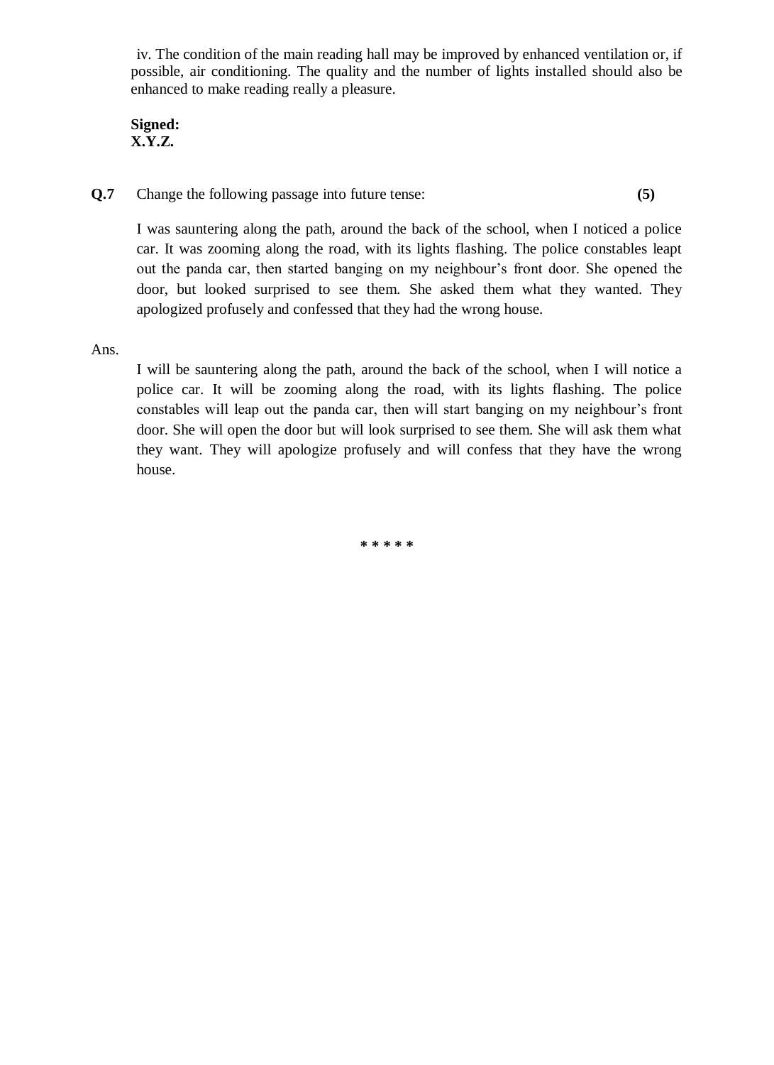iv. The condition of the main reading hall may be improved by enhanced ventilation or, if possible, air conditioning. The quality and the number of lights installed should also be enhanced to make reading really a pleasure.

**Signed:**
**X.Y.Z.**

**Q.7** Change the following passage into future tense: **(5)**

I was sauntering along the path, around the back of the school, when I noticed a police car. It was zooming along the road, with its lights flashing. The police constables leapt out the panda car, then started banging on my neighbour's front door. She opened the door, but looked surprised to see them. She asked them what they wanted. They apologized profusely and confessed that they had the wrong house.

Ans.

I will be sauntering along the path, around the back of the school, when I will notice a police car. It will be zooming along the road, with its lights flashing. The police constables will leap out the panda car, then will start banging on my neighbour's front door. She will open the door but will look surprised to see them. She will ask them what they want. They will apologize profusely and will confess that they have the wrong house.

* * * * *